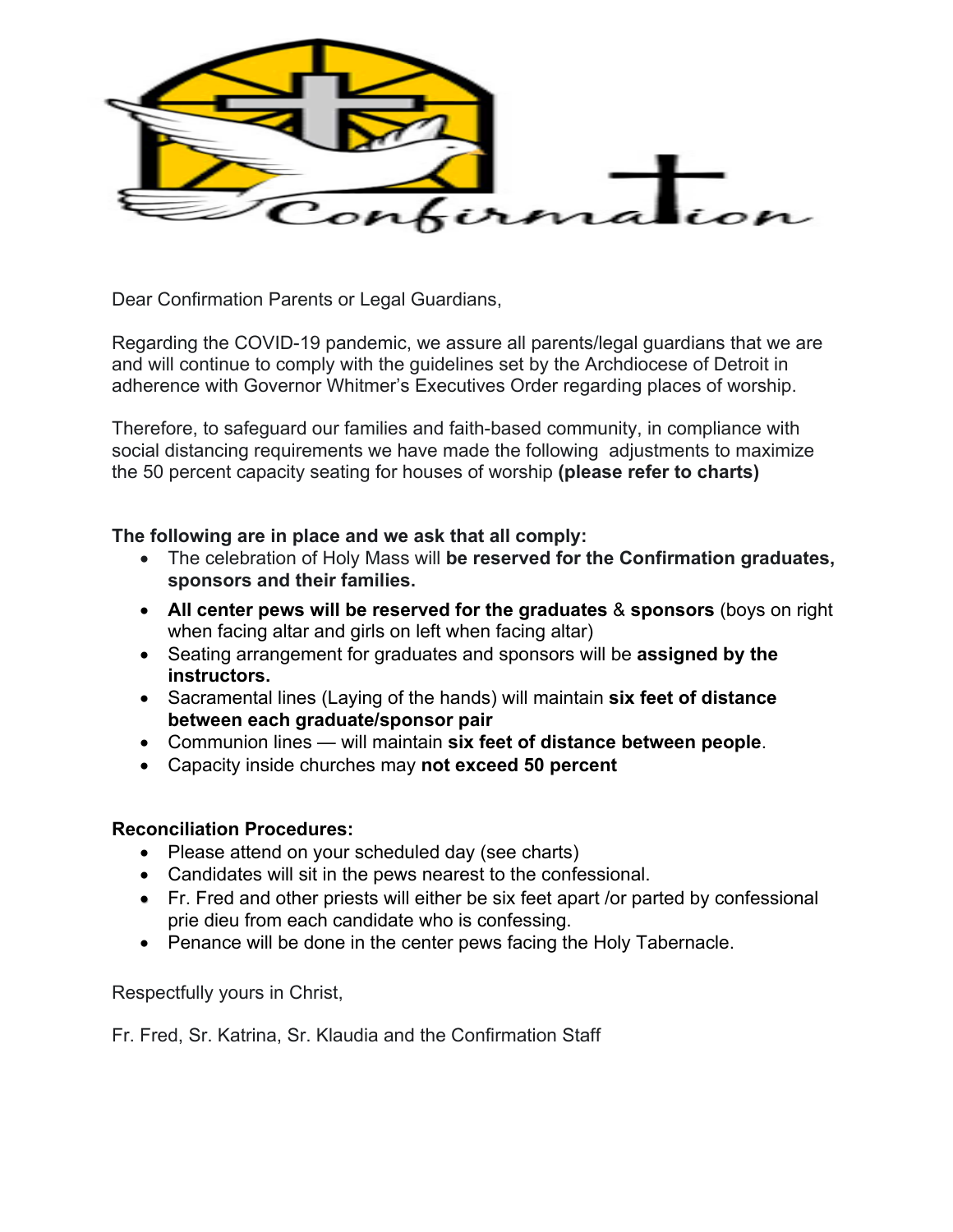Dear Confirmation Parents or Legal Guardians,

Regarding the COVID-19 pandemic, we assure all parents/legal guardians that we are and will continue to comply with the guidelines set by the Archdiocese of Detroit in adherence with Governor Whitmer's Executives Order regarding places of worship.

Therefore, to safeguard our families and faith-based community, in compliance with social distancing requirements we have made the following adjustments to maximize the 50 percent capacity seating for houses of worship **(please refer to charts)**

**The following are in place and we ask that all comply:**

- The celebration of Holy Mass will **be reserved for the Confirmation graduates, sponsors and their families.**
- **All center pews will be reserved for the graduates** & **sponsors** (boys on right when facing altar and girls on left when facing altar)
- Seating arrangement for graduates and sponsors will be **assigned by the instructors.**
- Sacramental lines (Laying of the hands) will maintain **six feet of distance between each graduate/sponsor pair**
- Communion lines — will maintain **six feet of distance between people**.
- Capacity inside churches may **not exceed 50 percent**

**Reconciliation Procedures:**

- Please attend on your scheduled day (see charts)
- Candidates will sit in the pews nearest to the confessional.
- Fr. Fred and other priests will either be six feet apart /or parted by confessional prie dieu from each candidate who is confessing.
- Penance will be done in the center pews facing the Holy Tabernacle.

Respectfully yours in Christ,

Fr. Fred, Sr. Katrina, Sr. Klaudia and the Confirmation Staff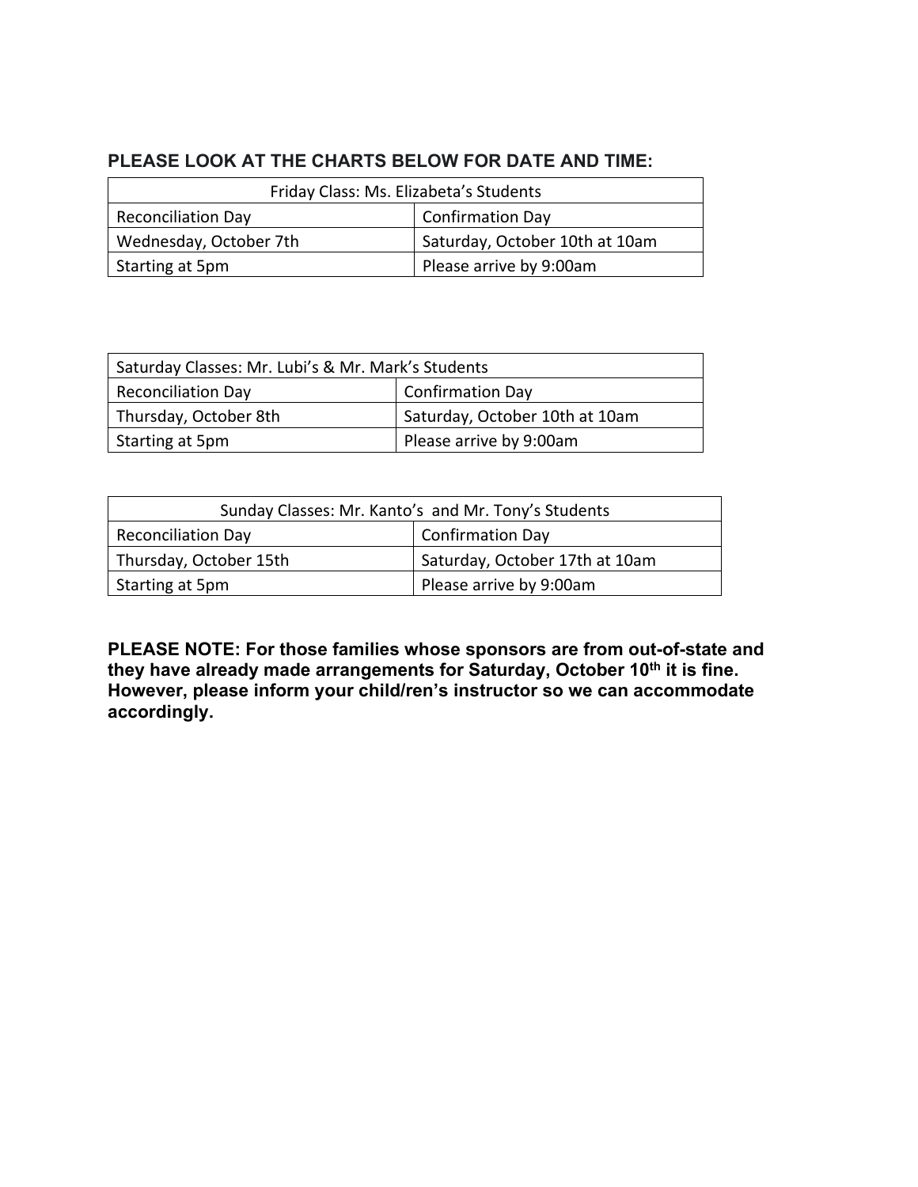**PLEASE LOOK AT THE CHARTS BELOW FOR DATE AND TIME:**

| Friday Class: Ms. Elizabeta's Students | |
|---|---|
| Reconciliation Day | Confirmation Day |
| Wednesday, October 7th | Saturday, October 10th at 10am |
| Starting at 5pm | Please arrive by 9:00am |

| Saturday Classes: Mr. Lubi's & Mr. Mark's Students | |
|---|---|
| Reconciliation Day | Confirmation Day |
| Thursday, October 8th | Saturday, October 10th at 10am |
| Starting at 5pm | Please arrive by 9:00am |

| Sunday Classes: Mr. Kanto's and Mr. Tony's Students | |
|---|---|
| Reconciliation Day | Confirmation Day |
| Thursday, October 15th | Saturday, October 17th at 10am |
| Starting at 5pm | Please arrive by 9:00am |

**PLEASE NOTE: For those families whose sponsors are from out-of-state and they have already made arrangements for Saturday, October 10th it is fine. However, please inform your child/ren's instructor so we can accommodate accordingly.**